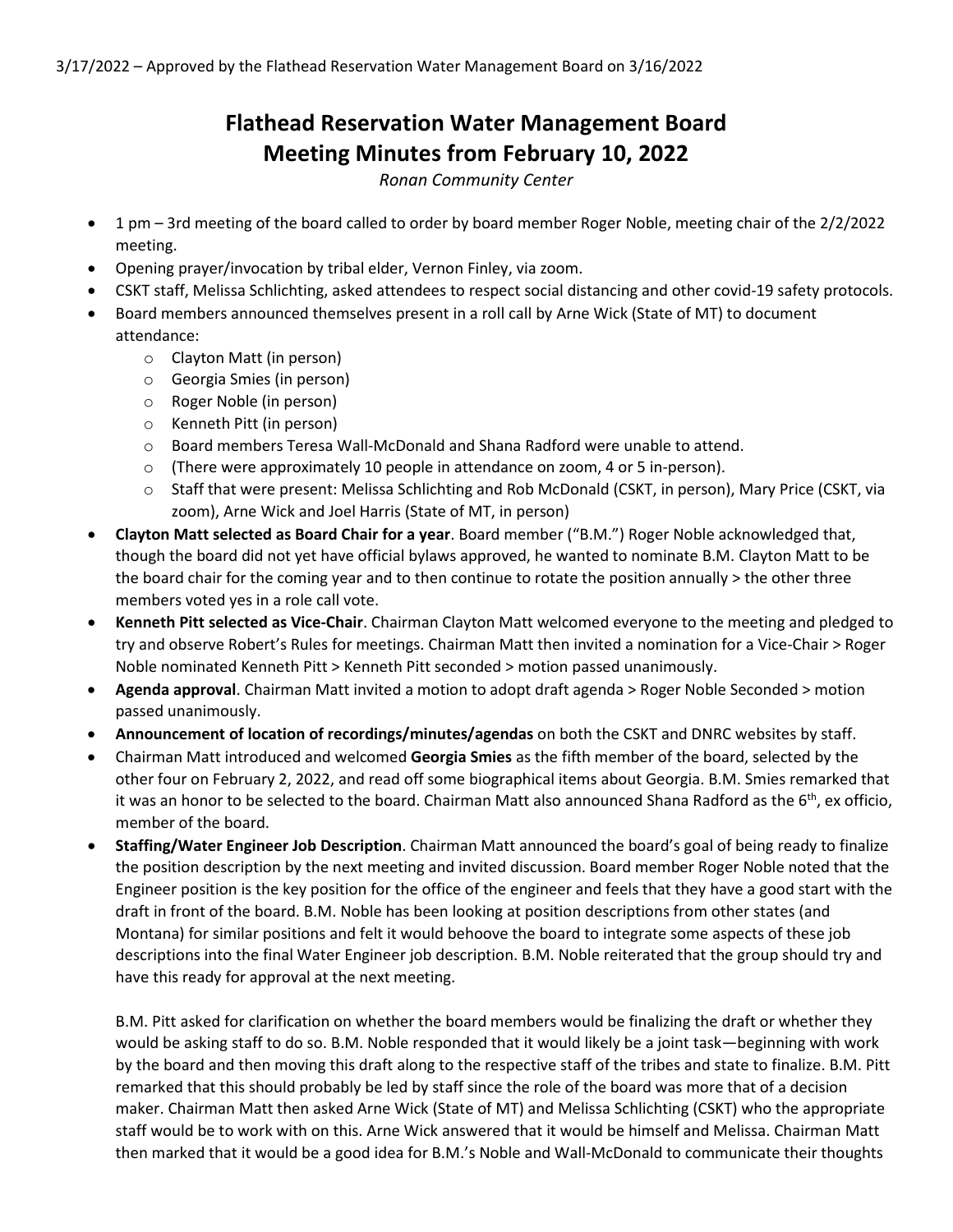3/17/2022 – Approved by the Flathead Reservation Water Management Board on 3/16/2022

# Flathead Reservation Water Management Board
# Meeting Minutes from February 10, 2022

*Ronan Community Center*

- 1 pm – 3rd meeting of the board called to order by board member Roger Noble, meeting chair of the 2/2/2022 meeting.
- Opening prayer/invocation by tribal elder, Vernon Finley, via zoom.
- CSKT staff, Melissa Schlichting, asked attendees to respect social distancing and other covid-19 safety protocols.
- Board members announced themselves present in a roll call by Arne Wick (State of MT) to document attendance:
  - Clayton Matt (in person)
  - Georgia Smies (in person)
  - Roger Noble (in person)
  - Kenneth Pitt (in person)
  - Board members Teresa Wall-McDonald and Shana Radford were unable to attend.
  - (There were approximately 10 people in attendance on zoom, 4 or 5 in-person).
  - Staff that were present: Melissa Schlichting and Rob McDonald (CSKT, in person), Mary Price (CSKT, via zoom), Arne Wick and Joel Harris (State of MT, in person)
- **Clayton Matt selected as Board Chair for a year**. Board member ("B.M.") Roger Noble acknowledged that, though the board did not yet have official bylaws approved, he wanted to nominate B.M. Clayton Matt to be the board chair for the coming year and to then continue to rotate the position annually > the other three members voted yes in a role call vote.
- **Kenneth Pitt selected as Vice-Chair**. Chairman Clayton Matt welcomed everyone to the meeting and pledged to try and observe Robert's Rules for meetings. Chairman Matt then invited a nomination for a Vice-Chair > Roger Noble nominated Kenneth Pitt > Kenneth Pitt seconded > motion passed unanimously.
- **Agenda approval**. Chairman Matt invited a motion to adopt draft agenda > Roger Noble Seconded > motion passed unanimously.
- **Announcement of location of recordings/minutes/agendas** on both the CSKT and DNRC websites by staff.
- Chairman Matt introduced and welcomed **Georgia Smies** as the fifth member of the board, selected by the other four on February 2, 2022, and read off some biographical items about Georgia. B.M. Smies remarked that it was an honor to be selected to the board. Chairman Matt also announced Shana Radford as the 6th, ex officio, member of the board.
- **Staffing/Water Engineer Job Description**. Chairman Matt announced the board's goal of being ready to finalize the position description by the next meeting and invited discussion. Board member Roger Noble noted that the Engineer position is the key position for the office of the engineer and feels that they have a good start with the draft in front of the board. B.M. Noble has been looking at position descriptions from other states (and Montana) for similar positions and felt it would behoove the board to integrate some aspects of these job descriptions into the final Water Engineer job description. B.M. Noble reiterated that the group should try and have this ready for approval at the next meeting.

  B.M. Pitt asked for clarification on whether the board members would be finalizing the draft or whether they would be asking staff to do so. B.M. Noble responded that it would likely be a joint task—beginning with work by the board and then moving this draft along to the respective staff of the tribes and state to finalize. B.M. Pitt remarked that this should probably be led by staff since the role of the board was more that of a decision maker. Chairman Matt then asked Arne Wick (State of MT) and Melissa Schlichting (CSKT) who the appropriate staff would be to work with on this. Arne Wick answered that it would be himself and Melissa. Chairman Matt then marked that it would be a good idea for B.M.'s Noble and Wall-McDonald to communicate their thoughts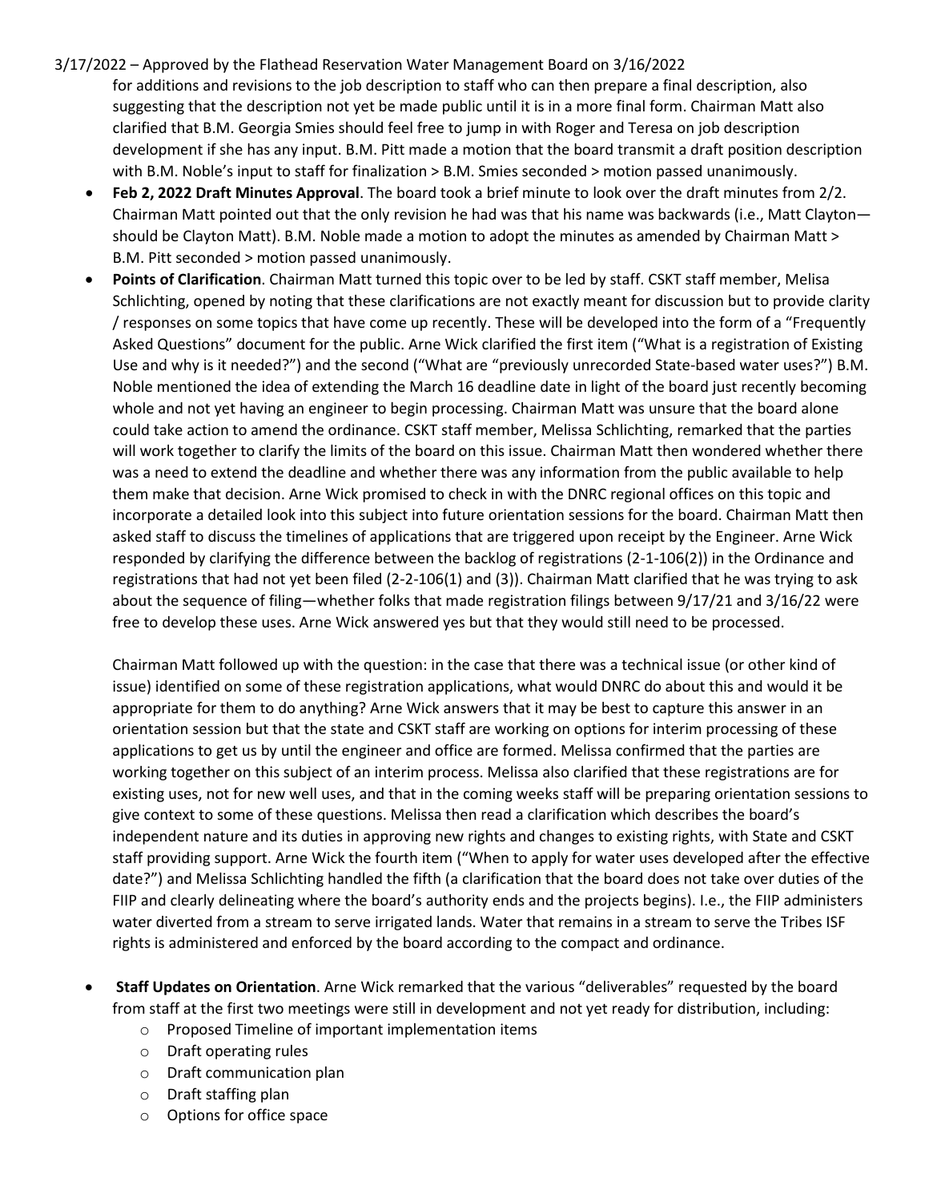for additions and revisions to the job description to staff who can then prepare a final description, also suggesting that the description not yet be made public until it is in a more final form. Chairman Matt also clarified that B.M. Georgia Smies should feel free to jump in with Roger and Teresa on job description development if she has any input. B.M. Pitt made a motion that the board transmit a draft position description with B.M. Noble's input to staff for finalization > B.M. Smies seconded > motion passed unanimously.

- **Feb 2, 2022 Draft Minutes Approval**. The board took a brief minute to look over the draft minutes from 2/2. Chairman Matt pointed out that the only revision he had was that his name was backwards (i.e., Matt Clayton—should be Clayton Matt). B.M. Noble made a motion to adopt the minutes as amended by Chairman Matt > B.M. Pitt seconded > motion passed unanimously.
- **Points of Clarification**. Chairman Matt turned this topic over to be led by staff. CSKT staff member, Melisa Schlichting, opened by noting that these clarifications are not exactly meant for discussion but to provide clarity / responses on some topics that have come up recently. These will be developed into the form of a "Frequently Asked Questions" document for the public. Arne Wick clarified the first item ("What is a registration of Existing Use and why is it needed?") and the second ("What are "previously unrecorded State-based water uses?") B.M. Noble mentioned the idea of extending the March 16 deadline date in light of the board just recently becoming whole and not yet having an engineer to begin processing. Chairman Matt was unsure that the board alone could take action to amend the ordinance. CSKT staff member, Melissa Schlichting, remarked that the parties will work together to clarify the limits of the board on this issue. Chairman Matt then wondered whether there was a need to extend the deadline and whether there was any information from the public available to help them make that decision. Arne Wick promised to check in with the DNRC regional offices on this topic and incorporate a detailed look into this subject into future orientation sessions for the board. Chairman Matt then asked staff to discuss the timelines of applications that are triggered upon receipt by the Engineer. Arne Wick responded by clarifying the difference between the backlog of registrations (2-1-106(2)) in the Ordinance and registrations that had not yet been filed (2-2-106(1) and (3)). Chairman Matt clarified that he was trying to ask about the sequence of filing—whether folks that made registration filings between 9/17/21 and 3/16/22 were free to develop these uses. Arne Wick answered yes but that they would still need to be processed.

  Chairman Matt followed up with the question: in the case that there was a technical issue (or other kind of issue) identified on some of these registration applications, what would DNRC do about this and would it be appropriate for them to do anything? Arne Wick answers that it may be best to capture this answer in an orientation session but that the state and CSKT staff are working on options for interim processing of these applications to get us by until the engineer and office are formed. Melissa confirmed that the parties are working together on this subject of an interim process. Melissa also clarified that these registrations are for existing uses, not for new well uses, and that in the coming weeks staff will be preparing orientation sessions to give context to some of these questions. Melissa then read a clarification which describes the board's independent nature and its duties in approving new rights and changes to existing rights, with State and CSKT staff providing support. Arne Wick the fourth item ("When to apply for water uses developed after the effective date?") and Melissa Schlichting handled the fifth (a clarification that the board does not take over duties of the FIIP and clearly delineating where the board's authority ends and the projects begins). I.e., the FIIP administers water diverted from a stream to serve irrigated lands. Water that remains in a stream to serve the Tribes ISF rights is administered and enforced by the board according to the compact and ordinance.

- **Staff Updates on Orientation**. Arne Wick remarked that the various "deliverables" requested by the board from staff at the first two meetings were still in development and not yet ready for distribution, including:
  - Proposed Timeline of important implementation items
  - Draft operating rules
  - Draft communication plan
  - Draft staffing plan
  - Options for office space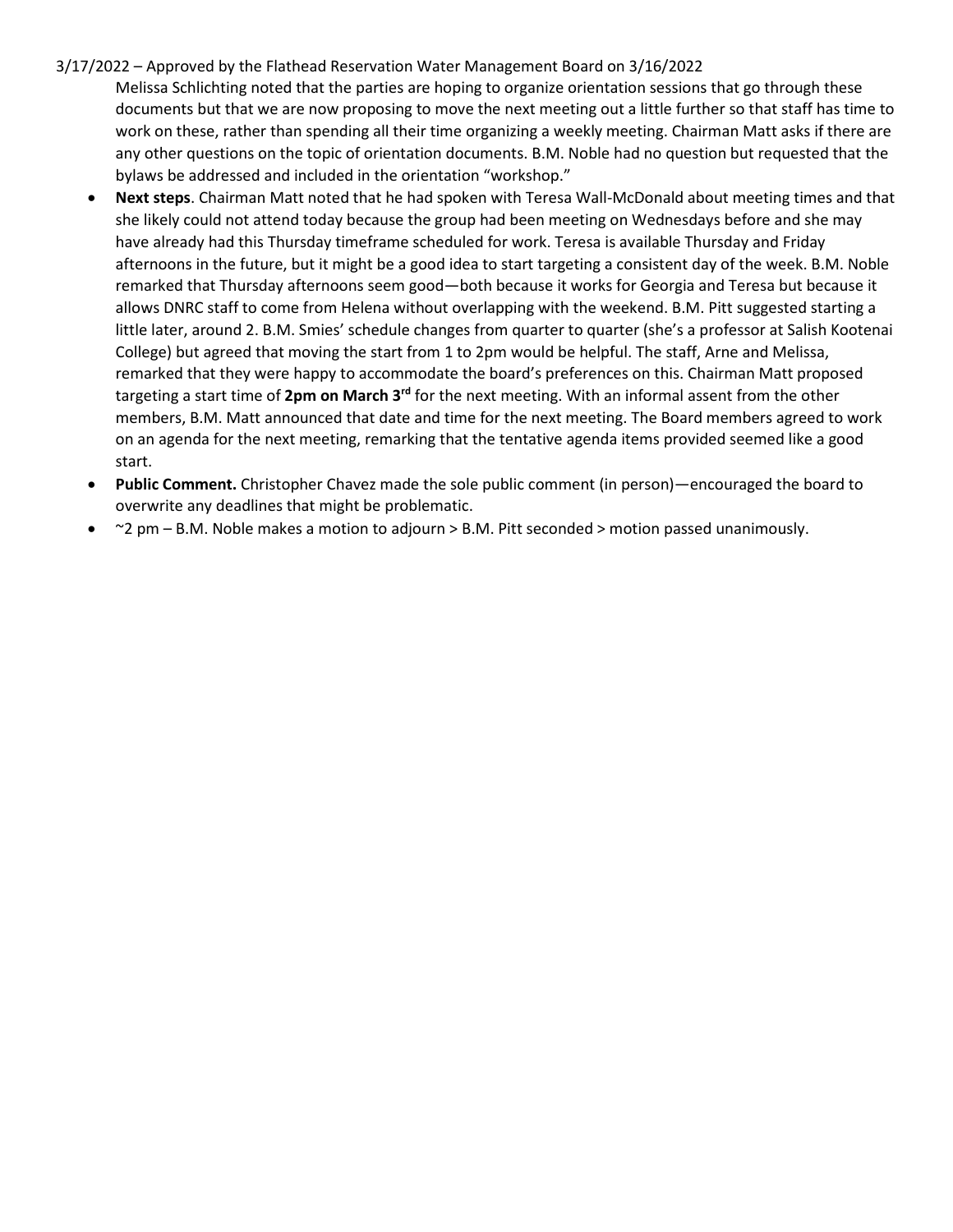3/17/2022 – Approved by the Flathead Reservation Water Management Board on 3/16/2022

Melissa Schlichting noted that the parties are hoping to organize orientation sessions that go through these documents but that we are now proposing to move the next meeting out a little further so that staff has time to work on these, rather than spending all their time organizing a weekly meeting. Chairman Matt asks if there are any other questions on the topic of orientation documents. B.M. Noble had no question but requested that the bylaws be addressed and included in the orientation "workshop."

- **Next steps**. Chairman Matt noted that he had spoken with Teresa Wall-McDonald about meeting times and that she likely could not attend today because the group had been meeting on Wednesdays before and she may have already had this Thursday timeframe scheduled for work. Teresa is available Thursday and Friday afternoons in the future, but it might be a good idea to start targeting a consistent day of the week. B.M. Noble remarked that Thursday afternoons seem good—both because it works for Georgia and Teresa but because it allows DNRC staff to come from Helena without overlapping with the weekend. B.M. Pitt suggested starting a little later, around 2. B.M. Smies' schedule changes from quarter to quarter (she's a professor at Salish Kootenai College) but agreed that moving the start from 1 to 2pm would be helpful. The staff, Arne and Melissa, remarked that they were happy to accommodate the board's preferences on this. Chairman Matt proposed targeting a start time of **2pm on March 3rd** for the next meeting. With an informal assent from the other members, B.M. Matt announced that date and time for the next meeting. The Board members agreed to work on an agenda for the next meeting, remarking that the tentative agenda items provided seemed like a good start.
- **Public Comment.** Christopher Chavez made the sole public comment (in person)—encouraged the board to overwrite any deadlines that might be problematic.
- ~2 pm – B.M. Noble makes a motion to adjourn > B.M. Pitt seconded > motion passed unanimously.